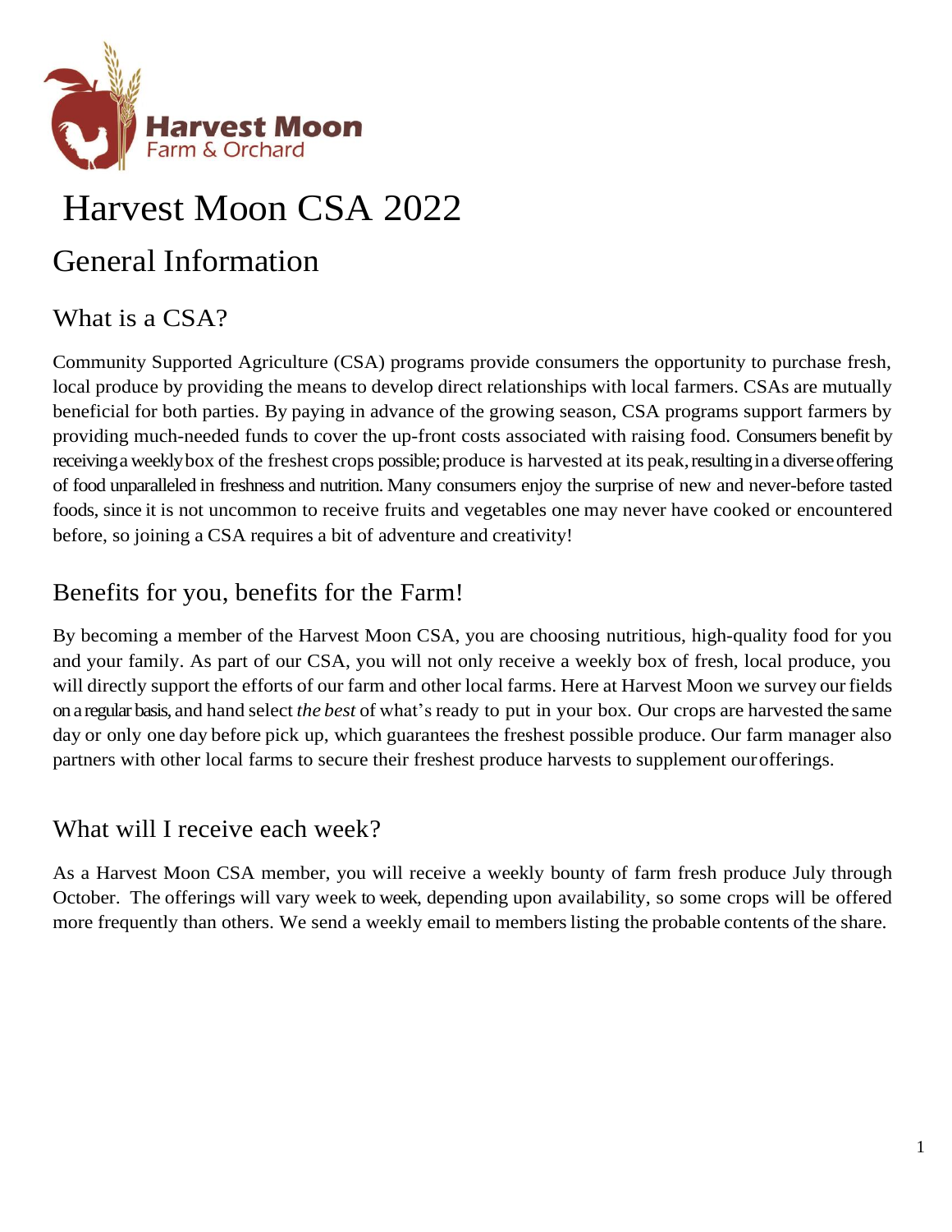# Harvest Moon CSA 2022

## General Information

### What is a CSA?

Community Supported Agriculture (CSA) programs provide consumers the opportunity to purchase fresh, local produce by providing the means to develop direct relationships with local farmers. CSAs are mutually beneficial for both parties. By paying in advance of the growing season, CSA programs support farmers by providing much-needed funds to cover the up-front costs associated with raising food. Consumers benefit by receiving a weekly box of the freshest crops possible; produce is harvested at its peak, resulting in a diverse offering of food unparalleled in freshness and nutrition. Many consumers enjoy the surprise of new and never-before tasted foods, since it is not uncommon to receive fruits and vegetables one may never have cooked or encountered before, so joining a CSA requires a bit of adventure and creativity!

### Benefits for you, benefits for the Farm!

By becoming a member of the Harvest Moon CSA, you are choosing nutritious, high-quality food for you and your family. As part of our CSA, you will not only receive a weekly box of fresh, local produce, you will directly support the efforts of our farm and other local farms. Here at Harvest Moon we survey our fields on a regular basis, and hand select *the best* of what's ready to put in your box. Our crops are harvested the same day or only one day before pick up, which guarantees the freshest possible produce. Our farm manager also partners with other local farms to secure their freshest produce harvests to supplement our offerings.

### What will I receive each week?

As a Harvest Moon CSA member, you will receive a weekly bounty of farm fresh produce July through October. The offerings will vary week to week, depending upon availability, so some crops will be offered more frequently than others. We send a weekly email to members listing the probable contents of the share.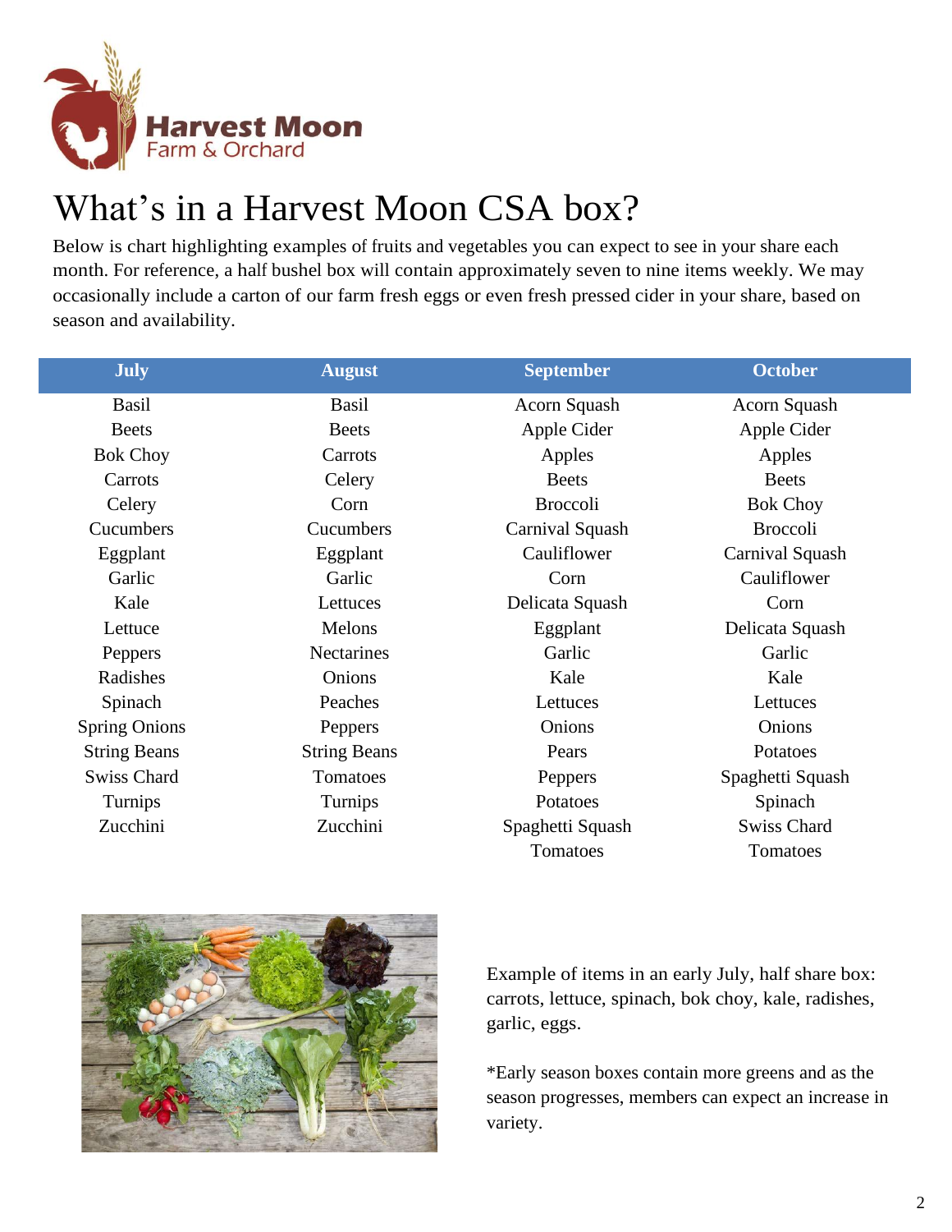Harvest Moon Farm & Orchard

# What's in a Harvest Moon CSA box?

Below is chart highlighting examples of fruits and vegetables you can expect to see in your share each month. For reference, a half bushel box will contain approximately seven to nine items weekly. We may occasionally include a carton of our farm fresh eggs or even fresh pressed cider in your share, based on season and availability.

| July | August | September | October |
|---|---|---|---|
| Basil | Basil | Acorn Squash | Acorn Squash |
| Beets | Beets | Apple Cider | Apple Cider |
| Bok Choy | Carrots | Apples | Apples |
| Carrots | Celery | Beets | Beets |
| Celery | Corn | Broccoli | Bok Choy |
| Cucumbers | Cucumbers | Carnival Squash | Broccoli |
| Eggplant | Eggplant | Cauliflower | Carnival Squash |
| Garlic | Garlic | Corn | Cauliflower |
| Kale | Lettuces | Delicata Squash | Corn |
| Lettuce | Melons | Eggplant | Delicata Squash |
| Peppers | Nectarines | Garlic | Garlic |
| Radishes | Onions | Kale | Kale |
| Spinach | Peaches | Lettuces | Lettuces |
| Spring Onions | Peppers | Onions | Onions |
| String Beans | String Beans | Pears | Potatoes |
| Swiss Chard | Tomatoes | Peppers | Spaghetti Squash |
| Turnips | Turnips | Potatoes | Spinach |
| Zucchini | Zucchini | Spaghetti Squash | Swiss Chard |
| | | Tomatoes | Tomatoes |

Example of items in an early July, half share box: carrots, lettuce, spinach, bok choy, kale, radishes, garlic, eggs.

*Early season boxes contain more greens and as the season progresses, members can expect an increase in variety.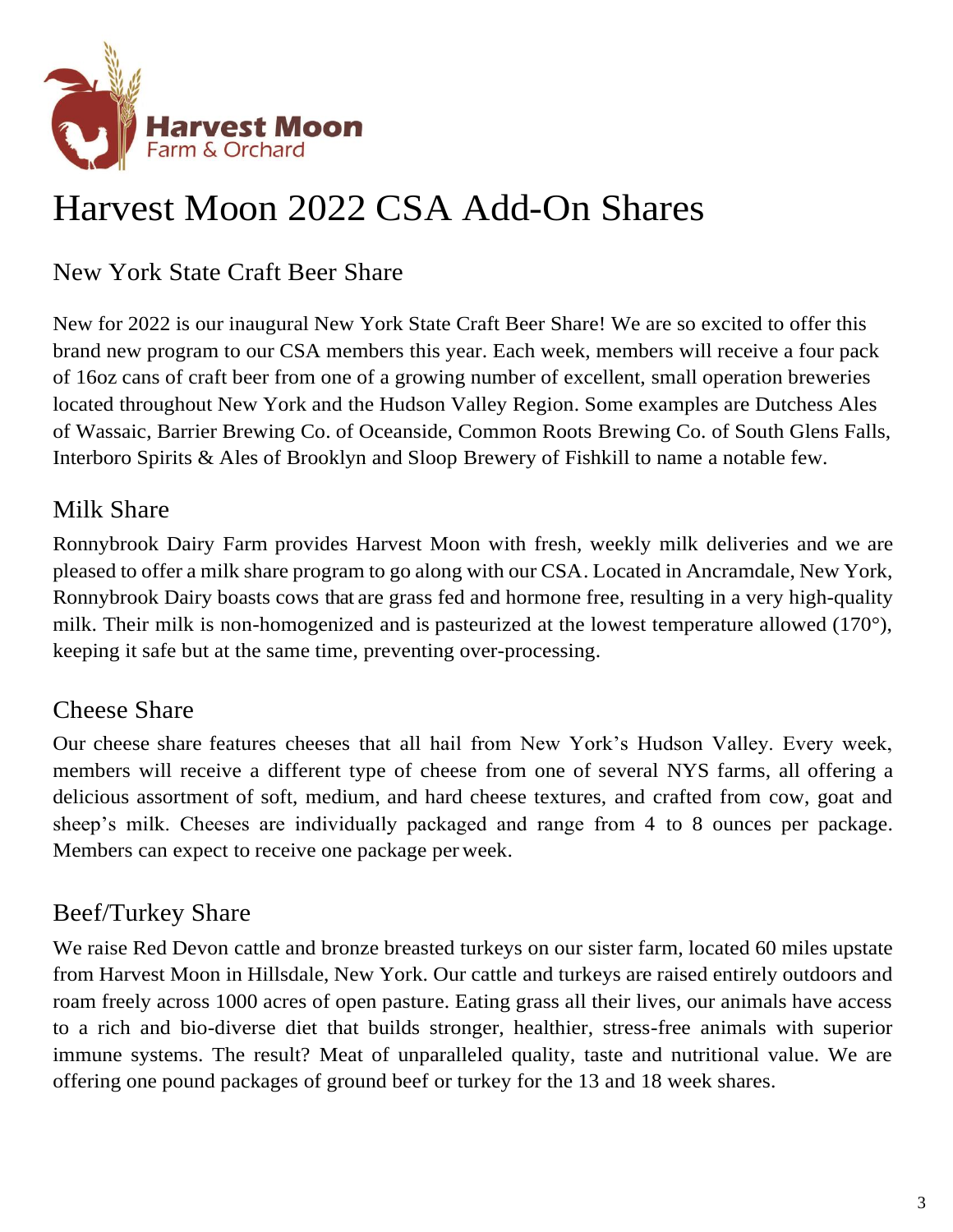# Harvest Moon 2022 CSA Add-On Shares

## New York State Craft Beer Share

New for 2022 is our inaugural New York State Craft Beer Share! We are so excited to offer this brand new program to our CSA members this year. Each week, members will receive a four pack of 16oz cans of craft beer from one of a growing number of excellent, small operation breweries located throughout New York and the Hudson Valley Region. Some examples are Dutchess Ales of Wassaic, Barrier Brewing Co. of Oceanside, Common Roots Brewing Co. of South Glens Falls, Interboro Spirits & Ales of Brooklyn and Sloop Brewery of Fishkill to name a notable few.

## Milk Share

Ronnybrook Dairy Farm provides Harvest Moon with fresh, weekly milk deliveries and we are pleased to offer a milk share program to go along with our CSA. Located in Ancramdale, New York, Ronnybrook Dairy boasts cows that are grass fed and hormone free, resulting in a very high-quality milk. Their milk is non-homogenized and is pasteurized at the lowest temperature allowed (170°), keeping it safe but at the same time, preventing over-processing.

## Cheese Share

Our cheese share features cheeses that all hail from New York's Hudson Valley. Every week, members will receive a different type of cheese from one of several NYS farms, all offering a delicious assortment of soft, medium, and hard cheese textures, and crafted from cow, goat and sheep's milk. Cheeses are individually packaged and range from 4 to 8 ounces per package. Members can expect to receive one package per week.

## Beef/Turkey Share

We raise Red Devon cattle and bronze breasted turkeys on our sister farm, located 60 miles upstate from Harvest Moon in Hillsdale, New York. Our cattle and turkeys are raised entirely outdoors and roam freely across 1000 acres of open pasture. Eating grass all their lives, our animals have access to a rich and bio-diverse diet that builds stronger, healthier, stress-free animals with superior immune systems. The result? Meat of unparalleled quality, taste and nutritional value. We are offering one pound packages of ground beef or turkey for the 13 and 18 week shares.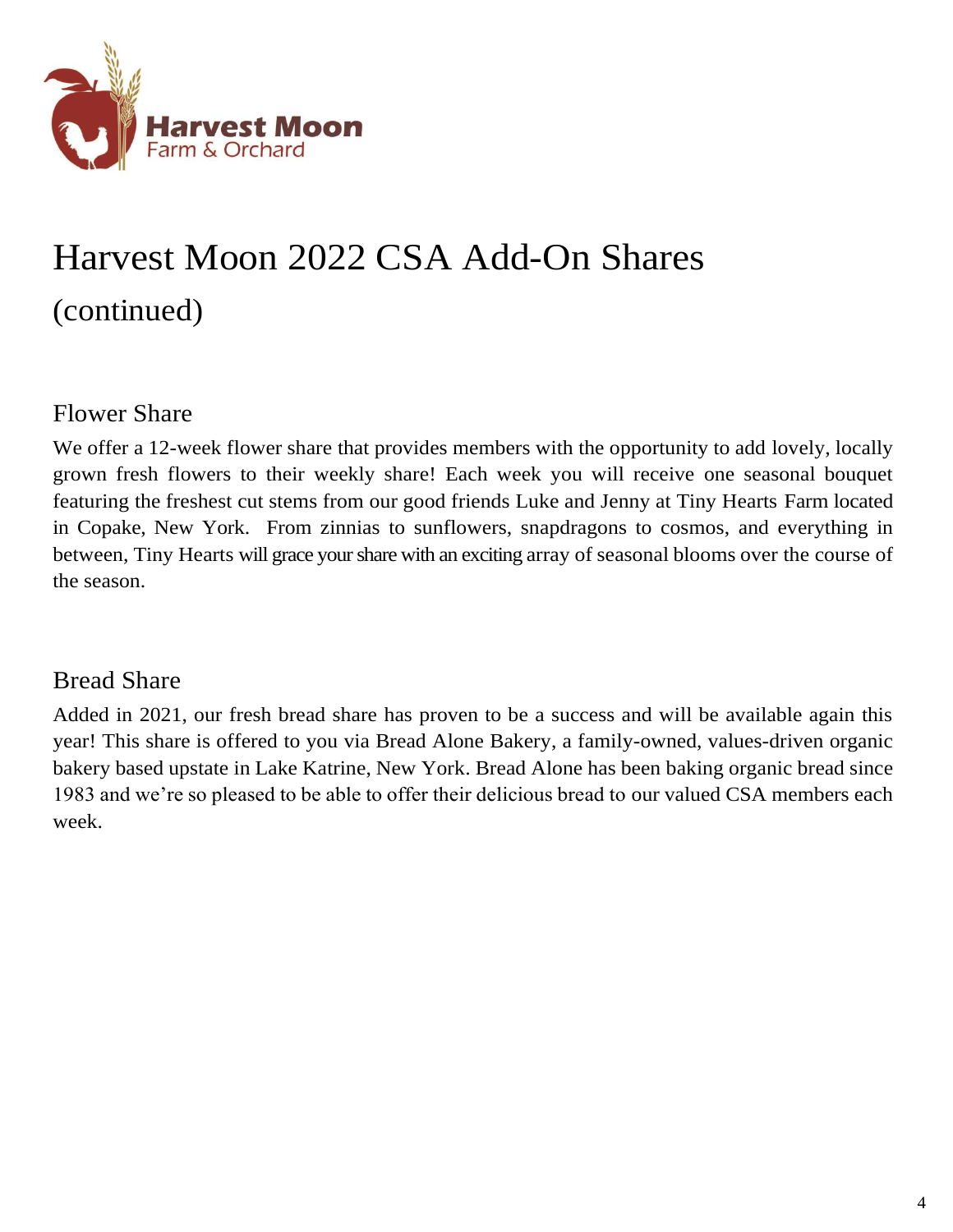# Harvest Moon 2022 CSA Add-On Shares

## (continued)

### Flower Share

We offer a 12-week flower share that provides members with the opportunity to add lovely, locally grown fresh flowers to their weekly share! Each week you will receive one seasonal bouquet featuring the freshest cut stems from our good friends Luke and Jenny at Tiny Hearts Farm located in Copake, New York. From zinnias to sunflowers, snapdragons to cosmos, and everything in between, Tiny Hearts will grace your share with an exciting array of seasonal blooms over the course of the season.

### Bread Share

Added in 2021, our fresh bread share has proven to be a success and will be available again this year! This share is offered to you via Bread Alone Bakery, a family-owned, values-driven organic bakery based upstate in Lake Katrine, New York. Bread Alone has been baking organic bread since 1983 and we're so pleased to be able to offer their delicious bread to our valued CSA members each week.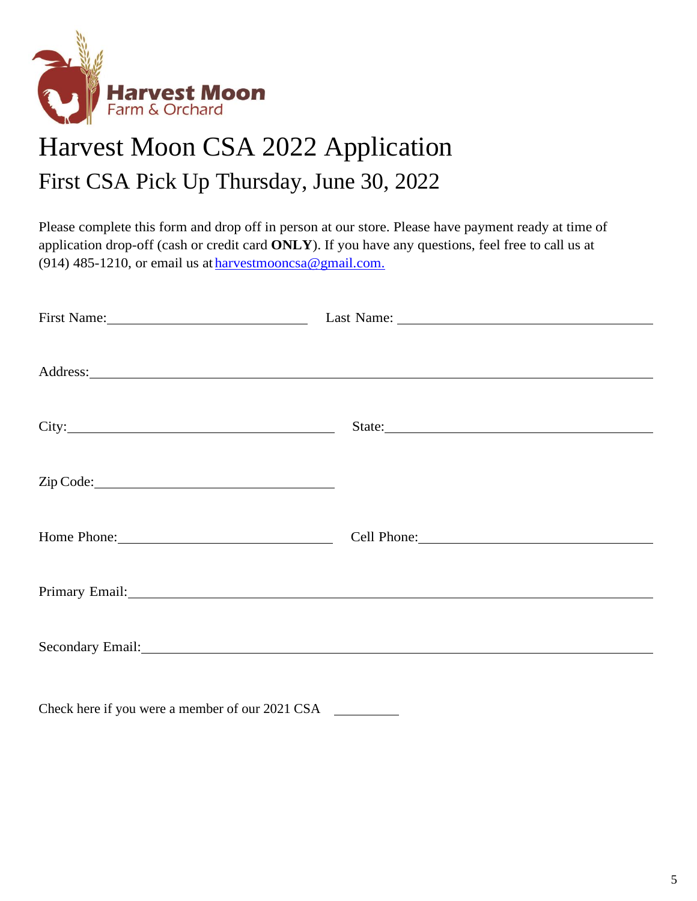Harvest Moon
Farm & Orchard

# Harvest Moon CSA 2022 Application

## First CSA Pick Up Thursday, June 30, 2022

Please complete this form and drop off in person at our store. Please have payment ready at time of application drop-off (cash or credit card **ONLY**). If you have any questions, feel free to call us at (914) 485-1210, or email us at harvestmooncsa@gmail.com.

First Name:______________________ Last Name:______________________

Address:____________________________________________

City:______________________ State:______________________

Zip Code:______________________

Home Phone:______________________ Cell Phone:______________________

Primary Email:____________________________________________

Secondary Email:____________________________________________

Check here if you were a member of our 2021 CSA ________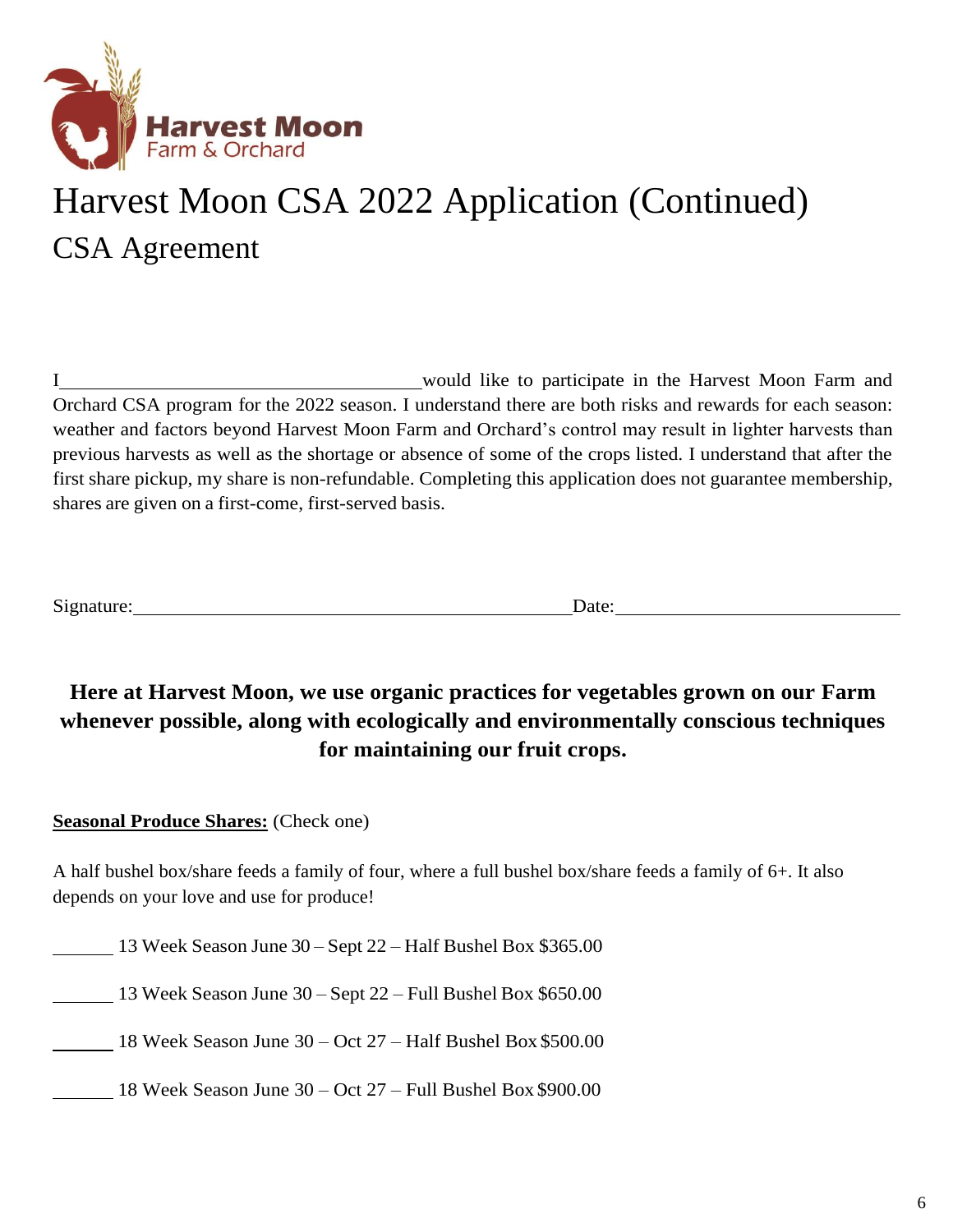Harvest Moon
Farm & Orchard

# Harvest Moon CSA 2022 Application (Continued)

## CSA Agreement

I\_\_\_\_\_\_\_\_\_\_\_\_\_\_\_\_\_\_\_\_\_\_\_\_\_\_\_\_\_\_\_\_\_\_\_\_\_\_ would like to participate in the Harvest Moon Farm and Orchard CSA program for the 2022 season. I understand there are both risks and rewards for each season: weather and factors beyond Harvest Moon Farm and Orchard's control may result in lighter harvests than previous harvests as well as the shortage or absence of some of the crops listed. I understand that after the first share pickup, my share is non-refundable. Completing this application does not guarantee membership, shares are given on a first-come, first-served basis.

Signature:\_\_\_\_\_\_\_\_\_\_\_\_\_\_\_\_\_\_\_\_\_\_\_\_\_\_\_\_\_\_\_\_\_\_\_\_\_\_\_\_\_\_\_\_ Date:\_\_\_\_\_\_\_\_\_\_\_\_\_\_\_\_\_\_\_\_\_\_\_\_\_\_\_

**Here at Harvest Moon, we use organic practices for vegetables grown on our Farm whenever possible, along with ecologically and environmentally conscious techniques for maintaining our fruit crops.**

**<u>Seasonal Produce Shares:</u>** (Check one)

A half bushel box/share feeds a family of four, where a full bushel box/share feeds a family of 6+. It also depends on your love and use for produce!

\_\_\_\_\_\_ 13 Week Season June 30 – Sept 22 – Half Bushel Box $365.00

\_\_\_\_\_\_ 13 Week Season June 30 – Sept 22 – Full Bushel Box $650.00

\_\_\_\_\_\_ 18 Week Season June 30 – Oct 27 – Half Bushel Box $500.00

\_\_\_\_\_\_ 18 Week Season June 30 – Oct 27 – Full Bushel Box $900.00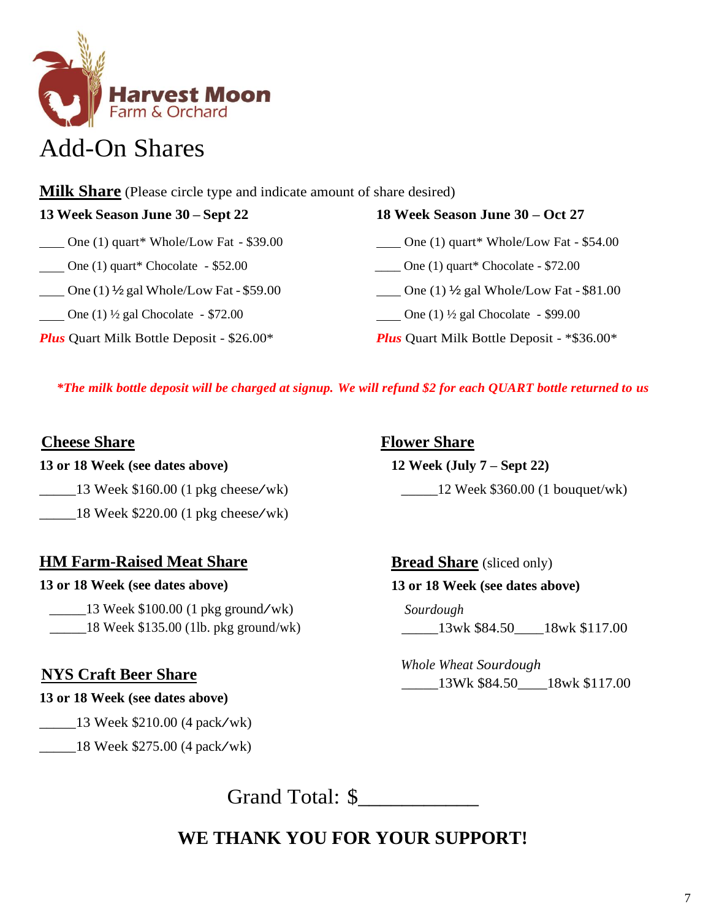Harvest Moon
Farm & Orchard

# Add-On Shares

## Milk Share (Please circle type and indicate amount of share desired)

**13 Week Season June 30 – Sept 22**

____ One (1) quart* Whole/Low Fat - $39.00

____ One (1) quart* Chocolate - $52.00

____ One (1) ½ gal Whole/Low Fat - $59.00

____ One (1) ½ gal Chocolate - $72.00

***Plus*** Quart Milk Bottle Deposit - $26.00*

**18 Week Season June 30 – Oct 27**

____ One (1) quart* Whole/Low Fat - $54.00

____ One (1) quart* Chocolate - $72.00

____ One (1) ½ gal Whole/Low Fat - $81.00

____ One (1) ½ gal Chocolate - $99.00

***Plus*** Quart Milk Bottle Deposit - *$36.00*

***The milk bottle deposit will be charged at signup. We will refund $2 for each QUART bottle returned to us***

## Cheese Share

**13 or 18 Week (see dates above)**

_____13 Week $160.00 (1 pkg cheese/wk)

_____18 Week $220.00 (1 pkg cheese/wk)

## HM Farm-Raised Meat Share

**13 or 18 Week (see dates above)**

_____13 Week $100.00 (1 pkg ground/wk)

_____18 Week $135.00 (1lb. pkg ground/wk)

## NYS Craft Beer Share

**13 or 18 Week (see dates above)**

_____13 Week $210.00 (4 pack/wk)

_____18 Week $275.00 (4 pack/wk)

## Flower Share

**12 Week (July 7 – Sept 22)**

_____12 Week $360.00 (1 bouquet/wk)

## Bread Share (sliced only)

**13 or 18 Week (see dates above)**

*Sourdough*

_____13wk $84.50____18wk $117.00

*Whole Wheat Sourdough*

_____13Wk $84.50____18wk $117.00

Grand Total: $___________

**WE THANK YOU FOR YOUR SUPPORT!**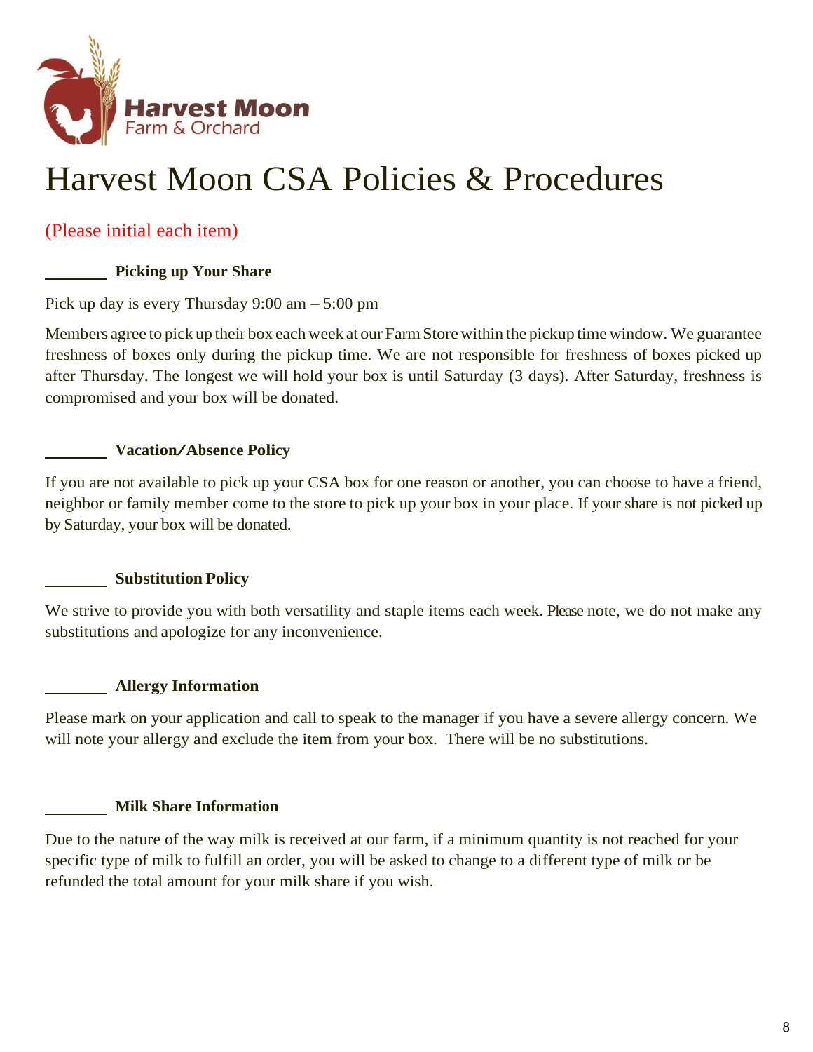Harvest Moon
Farm & Orchard

# Harvest Moon CSA Policies & Procedures

(Please initial each item)

________ **Picking up Your Share**

Pick up day is every Thursday 9:00 am – 5:00 pm

Members agree to pick up their box each week at our Farm Store within the pickup time window. We guarantee freshness of boxes only during the pickup time. We are not responsible for freshness of boxes picked up after Thursday. The longest we will hold your box is until Saturday (3 days). After Saturday, freshness is compromised and your box will be donated.

________ **Vacation/Absence Policy**

If you are not available to pick up your CSA box for one reason or another, you can choose to have a friend, neighbor or family member come to the store to pick up your box in your place. If your share is not picked up by Saturday, your box will be donated.

________ **Substitution Policy**

We strive to provide you with both versatility and staple items each week. Please note, we do not make any substitutions and apologize for any inconvenience.

________ **Allergy Information**

Please mark on your application and call to speak to the manager if you have a severe allergy concern. We will note your allergy and exclude the item from your box. There will be no substitutions.

________ **Milk Share Information**

Due to the nature of the way milk is received at our farm, if a minimum quantity is not reached for your specific type of milk to fulfill an order, you will be asked to change to a different type of milk or be refunded the total amount for your milk share if you wish.